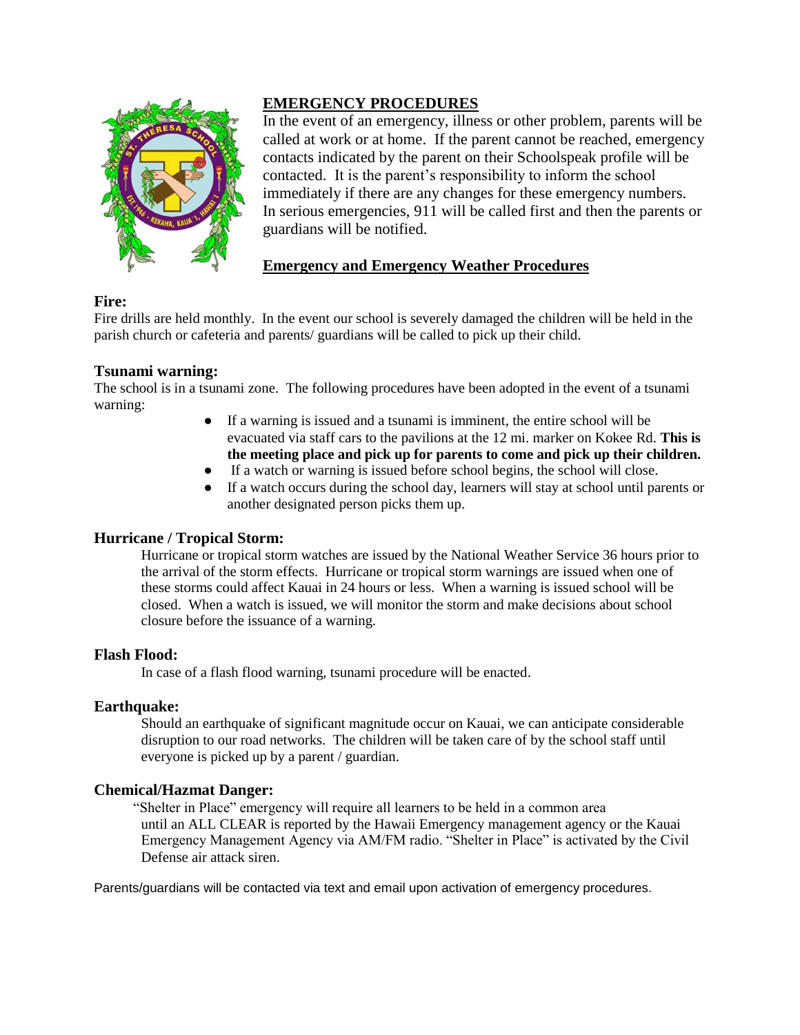## EMERGENCY PROCEDURES

In the event of an emergency, illness or other problem, parents will be called at work or at home. If the parent cannot be reached, emergency contacts indicated by the parent on their Schoolspeak profile will be contacted. It is the parent's responsibility to inform the school immediately if there are any changes for these emergency numbers. In serious emergencies, 911 will be called first and then the parents or guardians will be notified.

## Emergency and Emergency Weather Procedures

### Fire:

Fire drills are held monthly. In the event our school is severely damaged the children will be held in the parish church or cafeteria and parents/ guardians will be called to pick up their child.

### Tsunami warning:

The school is in a tsunami zone. The following procedures have been adopted in the event of a tsunami warning:

- If a warning is issued and a tsunami is imminent, the entire school will be evacuated via staff cars to the pavilions at the 12 mi. marker on Kokee Rd. **This is the meeting place and pick up for parents to come and pick up their children.**
- If a watch or warning is issued before school begins, the school will close.
- If a watch occurs during the school day, learners will stay at school until parents or another designated person picks them up.

### Hurricane / Tropical Storm:

Hurricane or tropical storm watches are issued by the National Weather Service 36 hours prior to the arrival of the storm effects. Hurricane or tropical storm warnings are issued when one of these storms could affect Kauai in 24 hours or less. When a warning is issued school will be closed. When a watch is issued, we will monitor the storm and make decisions about school closure before the issuance of a warning.

### Flash Flood:

In case of a flash flood warning, tsunami procedure will be enacted.

### Earthquake:

Should an earthquake of significant magnitude occur on Kauai, we can anticipate considerable disruption to our road networks. The children will be taken care of by the school staff until everyone is picked up by a parent / guardian.

### Chemical/Hazmat Danger:

"Shelter in Place" emergency will require all learners to be held in a common area until an ALL CLEAR is reported by the Hawaii Emergency management agency or the Kauai Emergency Management Agency via AM/FM radio. "Shelter in Place" is activated by the Civil Defense air attack siren.

Parents/guardians will be contacted via text and email upon activation of emergency procedures.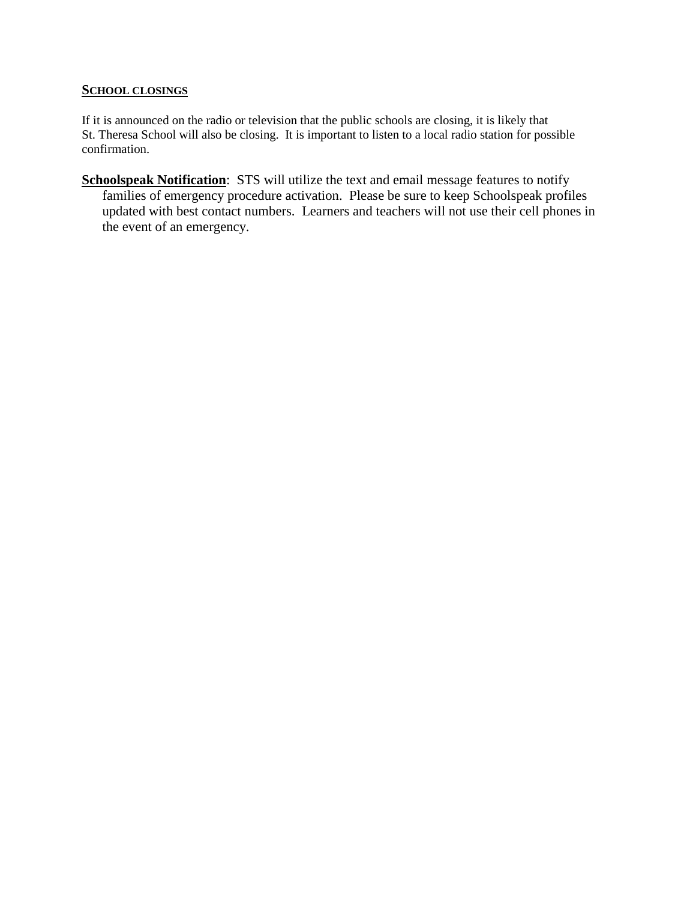## SCHOOL CLOSINGS

If it is announced on the radio or television that the public schools are closing, it is likely that St. Theresa School will also be closing. It is important to listen to a local radio station for possible confirmation.

**Schoolspeak Notification**: STS will utilize the text and email message features to notify families of emergency procedure activation. Please be sure to keep Schoolspeak profiles updated with best contact numbers. Learners and teachers will not use their cell phones in the event of an emergency.